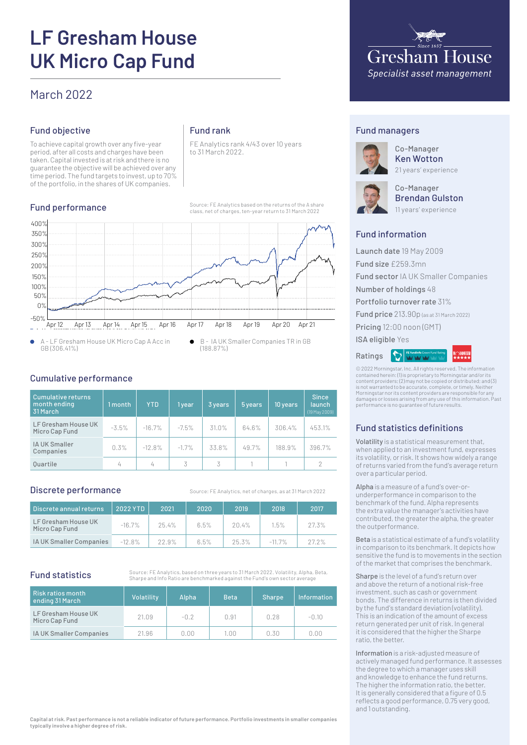# LF Gresham House UK Micro Cap Fund

## March 2022

Gresham House
Since 1857
*Specialist asset management*

## Fund objective

To achieve capital growth over any five-year period, after all costs and charges have been taken. Capital invested is at risk and there is no guarantee the objective will be achieved over any time period. The fund targets to invest, up to 70% of the portfolio, in the shares of UK companies.

## Fund rank

FE Analytics rank 4/43 over 10 years to 31 March 2022.

## Fund performance

Source: FE Analytics based on the returns of the A share class, net of charges, ten-year return to 31 March 2022

- A - LF Gresham House UK Micro Cap A Acc in GB (306.41%)
- B - IA UK Smaller Companies TR in GB (188.87%)

## Cumulative performance

| Cumulative returns month ending 31 March | 1 month | YTD | 1 year | 3 years | 5 years | 10 years | Since launch (19 May 2009) |
|---|---|---|---|---|---|---|---|
| LF Gresham House UK Micro Cap Fund | -3.5% | -16.7% | -7.5% | 31.0% | 64.6% | 306.4% | 453.1% |
| IA UK Smaller Companies | 0.3% | -12.8% | -1.7% | 33.8% | 49.7% | 188.9% | 396.7% |
| Quartile | 4 | 4 | 3 | 3 | 1 | 1 | 2 |

## Discrete performance

Source: FE Analytics, net of charges, as at 31 March 2022

| Discrete annual returns | 2022 YTD | 2021 | 2020 | 2019 | 2018 | 2017 |
|---|---|---|---|---|---|---|
| LF Gresham House UK Micro Cap Fund | -16.7% | 25.4% | 6.5% | 20.4% | 1.5% | 27.3% |
| IA UK Smaller Companies | -12.8% | 22.9% | 6.5% | 25.3% | -11.7% | 27.2% |

## Fund statistics

Source: FE Analytics, based on three years to 31 March 2022. Volatility, Alpha, Beta, Sharpe and Info Ratio are benchmarked against the Fund's own sector average

| Risk ratios month ending 31 March | Volatility | Alpha | Beta | Sharpe | Information |
|---|---|---|---|---|---|
| LF Gresham House UK Micro Cap Fund | 21.09 | -0.2 | 0.91 | 0.28 | -0.10 |
| IA UK Smaller Companies | 21.96 | 0.00 | 1.00 | 0.30 | 0.00 |

**Capital at risk. Past performance is not a reliable indicator of future performance. Portfolio investments in smaller companies typically involve a higher degree of risk.**

## Fund managers

Co-Manager
**Ken Wotton**
21 years' experience

Co-Manager
**Brendan Gulston**
11 years' experience

## Fund information

Launch date 19 May 2009
Fund size £259.3mn
Fund sector IA UK Smaller Companies
Number of holdings 48
Portfolio turnover rate 31%
Fund price 213.90p (as at 31 March 2022)
Pricing 12:00 noon (GMT)
ISA eligible Yes

Ratings

© 2022 Morningstar, Inc. All rights reserved. The information contained herein: (1) is proprietary to Morningstar and/or its content providers; (2) may not be copied or distributed; and (3) is not warranted to be accurate, complete, or timely. Neither Morningstar nor its content providers are responsible for any damages or losses arising from any use of this information. Past performance is no guarantee of future results.

## Fund statistics definitions

**Volatility** is a statistical measurement that, when applied to an investment fund, expresses its volatility, or risk. It shows how widely a range of returns varied from the fund's average return over a particular period.

**Alpha** is a measure of a fund's over-or-underperformance in comparison to the benchmark of the fund. Alpha represents the extra value the manager's activities have contributed, the greater the alpha, the greater the outperformance.

**Beta** is a statistical estimate of a fund's volatility in comparison to its benchmark. It depicts how sensitive the fund is to movements in the section of the market that comprises the benchmark.

**Sharpe** is the level of a fund's return over and above the return of a notional risk-free investment, such as cash or government bonds. The difference in returns is then divided by the fund's standard deviation (volatility). This is an indication of the amount of excess return generated per unit of risk. In general it is considered that the higher the Sharpe ratio, the better.

**Information** is a risk-adjusted measure of actively managed fund performance. It assesses the degree to which a manager uses skill and knowledge to enhance the fund returns. The higher the information ratio, the better. It is generally considered that a figure of 0.5 reflects a good performance, 0.75 very good, and 1 outstanding.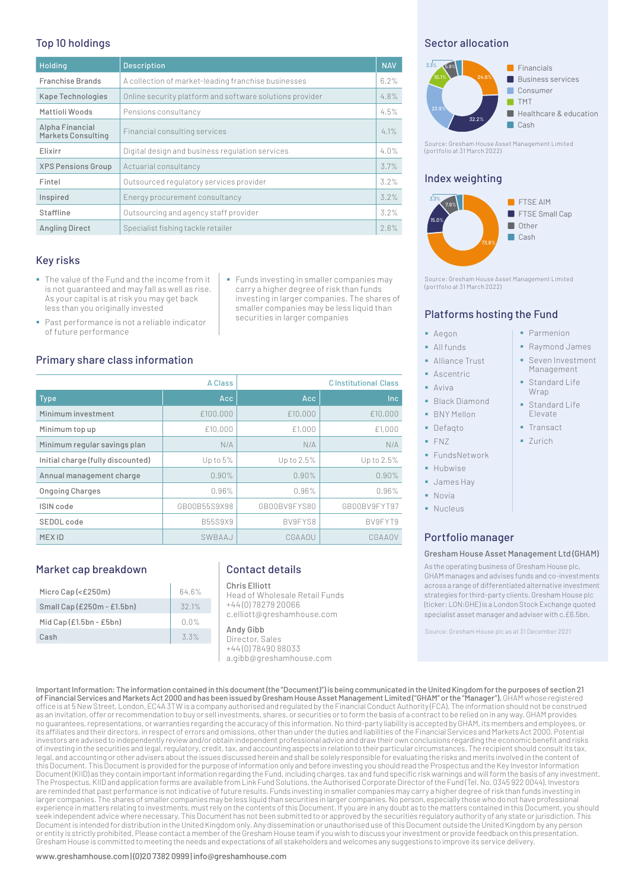## Top 10 holdings

| Holding | Description | NAV |
|---|---|---|
| Franchise Brands | A collection of market-leading franchise businesses | 6.2% |
| Kape Technologies | Online security platform and software solutions provider | 4.8% |
| Mattioli Woods | Pensions consultancy | 4.5% |
| Alpha Financial Markets Consulting | Financial consulting services | 4.1% |
| Elixirr | Digital design and business regulation services | 4.0% |
| XPS Pensions Group | Actuarial consultancy | 3.7% |
| Fintel | Outsourced regulatory services provider | 3.2% |
| Inspired | Energy procurement consultancy | 3.2% |
| Staffline | Outsourcing and agency staff provider | 3.2% |
| Angling Direct | Specialist fishing tackle retailer | 2.6% |

## Key risks

- The value of the Fund and the income from it is not guaranteed and may fall as well as rise. As your capital is at risk you may get back less than you originally invested
- Past performance is not a reliable indicator of future performance
- Funds investing in smaller companies may carry a higher degree of risk than funds investing in larger companies. The shares of smaller companies may be less liquid than securities in larger companies

## Primary share class information

| | A Class | C Institutional Class | |
|---|---|---|---|
| Type | Acc | Acc | Inc |
| Minimum investment | £100,000 | £10,000 | £10,000 |
| Minimum top up | £10,000 | £1,000 | £1,000 |
| Minimum regular savings plan | N/A | N/A | N/A |
| Initial charge (fully discounted) | Up to 5% | Up to 2.5% | Up to 2.5% |
| Annual management charge | 0.90% | 0.90% | 0.90% |
| Ongoing Charges | 0.96% | 0.96% | 0.96% |
| ISIN code | GB00B55S9X98 | GB00BV9FYS80 | GB00BV9FYT97 |
| SEDOL code | B55S9X9 | BV9FYS8 | BV9FYT9 |
| MEX ID | SWBAAJ | CGAAOU | CGAAOV |

## Market cap breakdown

| | |
|---|---|
| Micro Cap (<£250m) | 64.6% |
| Small Cap (£250m - £1.5bn) | 32.1% |
| Mid Cap (£1.5bn - £5bn) | 0.0% |
| Cash | 3.3% |

## Contact details

**Chris Elliott**
Head of Wholesale Retail Funds
+44 (0)78279 20066
c.elliott@greshamhouse.com

**Andy Gibb**
Director, Sales
+44 (0)78490 88033
a.gibb@greshamhouse.com

## Sector allocation

3.3%
5.9%
10.1%
24.6%
23.9%
32.2%

Financials
Business services
Consumer
TMT
Healthcare & education
Cash

Source: Gresham House Asset Management Limited (portfolio at 31 March 2022)

## Index weighting

3.3%
7.9%
15.0%
73.8%

FTSE AIM
FTSE Small Cap
Other
Cash

Source: Gresham House Asset Management Limited (portfolio at 31 March 2022)

## Platforms hosting the Fund

- Aegon
- All funds
- Alliance Trust
- Ascentric
- Aviva
- Black Diamond
- BNY Mellon
- Defaqto
- FNZ
- FundsNetwork
- Hubwise
- James Hay
- Novia
- Nucleus
- Parmenion
- Raymond James
- Seven Investment Management
- Standard Life Wrap
- Standard Life Elevate
- Transact
- Zurich

## Portfolio manager

**Gresham House Asset Management Ltd (GHAM)**

As the operating business of Gresham House plc, GHAM manages and advises funds and co-investments across a range of differentiated alternative investment strategies for third-party clients. Gresham House plc (ticker: LON:GHE) is a London Stock Exchange quoted specialist asset manager and adviser with c.£6.5bn.

Source: Gresham House plc as at 31 December 2021

**Important Information: The information contained in this document (the "Document)") is being communicated in the United Kingdom for the purposes of section 21 of Financial Services and Markets Act 2000 and has been issued by Gresham House Asset Management Limited ("GHAM" or the "Manager").** GHAM whose registered office is at 5 New Street, London, EC4A 3TW is a company authorised and regulated by the Financial Conduct Authority (FCA). The information should not be construed as an invitation, offer or recommendation to buy or sell investments, shares, or securities or to form the basis of a contract to be relied on in any way. GHAM provides no guarantees, representations, or warranties regarding the accuracy of this information. No third-party liability is accepted by GHAM, its members and employees, or its affiliates and their directors, in respect of errors and omissions, other than under the duties and liabilities of the Financial Services and Markets Act 2000. Potential investors are advised to independently review and/or obtain independent professional advice and draw their own conclusions regarding the economic benefit and risks of investing in the securities and legal, regulatory, credit, tax, and accounting aspects in relation to their particular circumstances. The recipient should consult its tax, legal, and accounting or other advisers about the issues discussed herein and shall be solely responsible for evaluating the risks and merits involved in the content of this Document. This Document is provided for the purpose of information only and before investing you should read the Prospectus and the Key Investor Information Document (KIID) as they contain important information regarding the Fund, including charges, tax and fund specific risk warnings and will form the basis of any investment. The Prospectus, KIID and application forms are available from Link Fund Solutions, the Authorised Corporate Director of the Fund (Tel. No. 0345 922 0044). Investors are reminded that past performance is not indicative of future results. Funds investing in smaller companies may carry a higher degree of risk than funds investing in larger companies. The shares of smaller companies may be less liquid than securities in larger companies. No person, especially those who do not have professional experience in matters relating to investments, must rely on the contents of this Document. If you are in any doubt as to the matters contained in this Document, you should seek independent advice where necessary. This Document has not been submitted to or approved by the securities regulatory authority of any state or jurisdiction. This Document is intended for distribution in the United Kingdom only. Any dissemination or unauthorised use of this Document outside the United Kingdom by any person or entity is strictly prohibited. Please contact a member of the Gresham House team if you wish to discuss your investment or provide feedback on this presentation. Gresham House is committed to meeting the needs and expectations of all stakeholders and welcomes any suggestions to improve its service delivery.

www.greshamhouse.com | (0)20 7382 0999 | info@greshamhouse.com